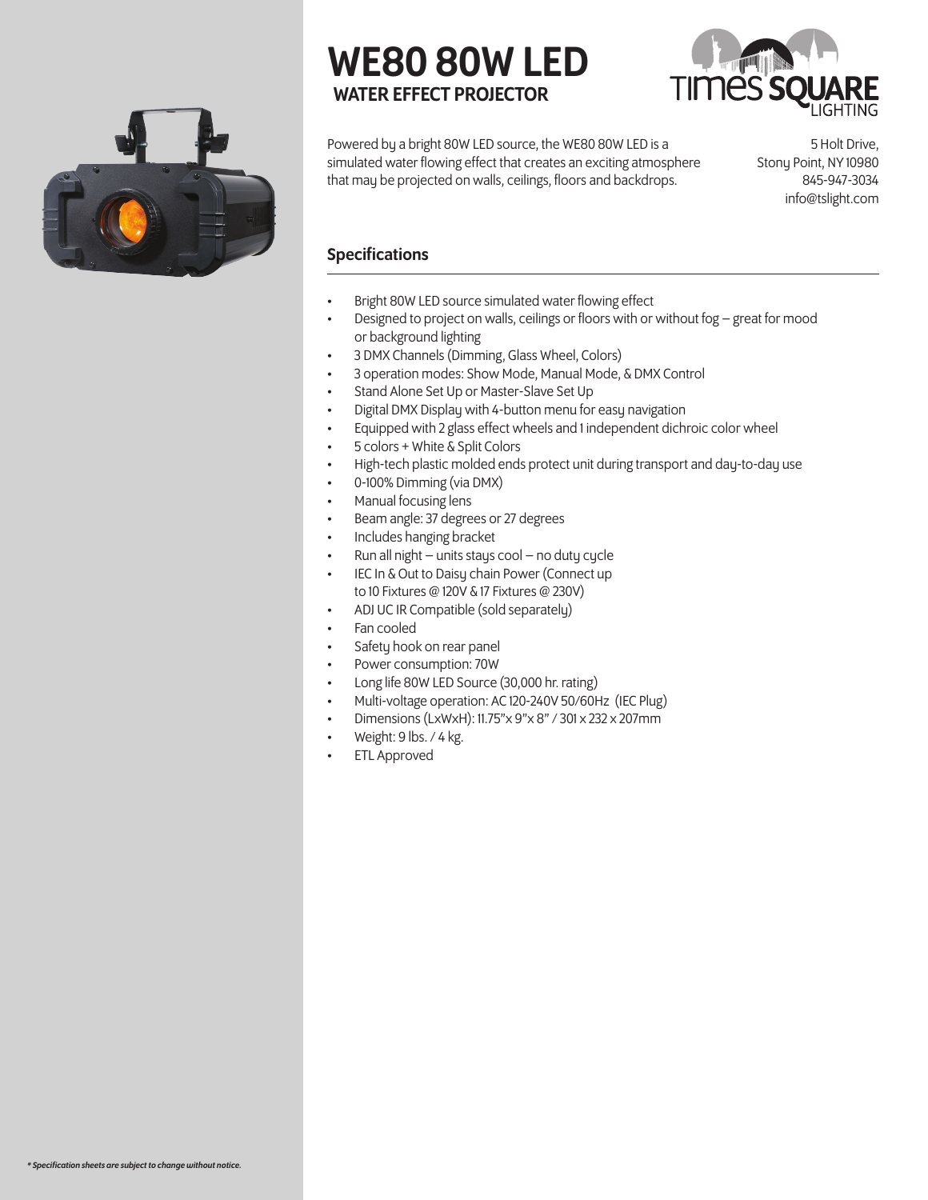# WE80 80W LED

## WATER EFFECT PROJECTOR

Times Square Lighting

Powered by a bright 80W LED source, the WE80 80W LED is a simulated water flowing effect that creates an exciting atmosphere that may be projected on walls, ceilings, floors and backdrops.

5 Holt Drive,
Stony Point, NY 10980
845-947-3034
info@tslight.com

## Specifications

- Bright 80W LED source simulated water flowing effect
- Designed to project on walls, ceilings or floors with or without fog – great for mood or background lighting
- 3 DMX Channels (Dimming, Glass Wheel, Colors)
- 3 operation modes: Show Mode, Manual Mode, & DMX Control
- Stand Alone Set Up or Master-Slave Set Up
- Digital DMX Display with 4-button menu for easy navigation
- Equipped with 2 glass effect wheels and 1 independent dichroic color wheel
- 5 colors + White & Split Colors
- High-tech plastic molded ends protect unit during transport and day-to-day use
- 0-100% Dimming (via DMX)
- Manual focusing lens
- Beam angle: 37 degrees or 27 degrees
- Includes hanging bracket
- Run all night – units stays cool – no duty cycle
- IEC In & Out to Daisy chain Power (Connect up to 10 Fixtures @ 120V & 17 Fixtures @ 230V)
- ADJ UC IR Compatible (sold separately)
- Fan cooled
- Safety hook on rear panel
- Power consumption: 70W
- Long life 80W LED Source (30,000 hr. rating)
- Multi-voltage operation: AC 120-240V 50/60Hz (IEC Plug)
- Dimensions (LxWxH): 11.75"x 9"x 8" / 301 x 232 x 207mm
- Weight: 9 lbs. / 4 kg.
- ETL Approved

*\* Specification sheets are subject to change without notice.*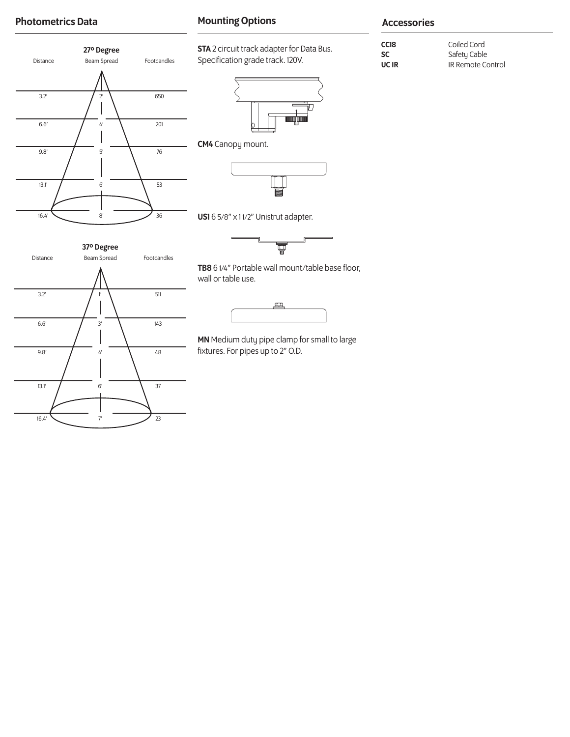## Photometrics Data

**27º Degree**

Distance
Beam Spread
Footcandles

3.2' 2' 650

6.6' 4' 201

9.8' 5' 76

13.1' 6' 53

16.4' 8' 36

**37º Degree**

Distance
Beam Spread
Footcandles

3.2' 1' 511

6.6' 3' 143

9.8' 4' 48

13.1' 6' 37

16.4' 7' 23

## Mounting Options

**STA** 2 circuit track adapter for Data Bus. Specification grade track. 120V.

**CM4** Canopy mount.

**US1** 6 5/8" x 1 1/2" Unistrut adapter.

**TB8** 6 1/4" Portable wall mount/table base floor, wall or table use.

**MN** Medium duty pipe clamp for small to large fixtures. For pipes up to 2" O.D.

## Accessories

| | |
|---|---|
| **CC18** | Coiled Cord |
| **SC** | Safety Cable |
| **UC IR** | IR Remote Control |